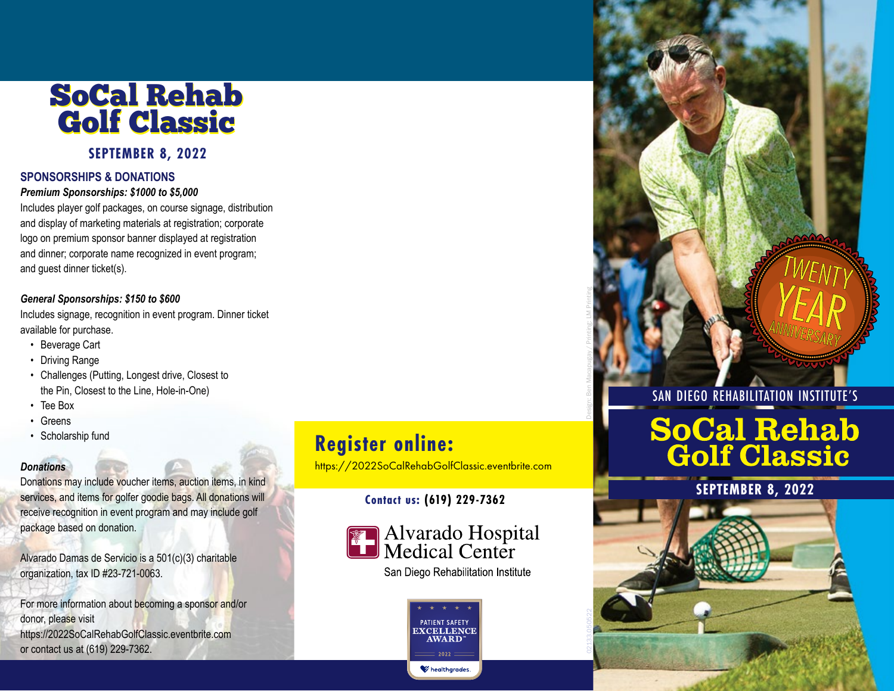# SoCal Rehab Golf Classic

**SEPTEMBER 8, 2022**

## SPONSORSHIPS & DONATIONS

***Premium Sponsorships: $1000 to $5,000***

Includes player golf packages, on course signage, distribution and display of marketing materials at registration; corporate logo on premium sponsor banner displayed at registration and dinner; corporate name recognized in event program; and guest dinner ticket(s).

***General Sponsorships: $150 to $600***

Includes signage, recognition in event program. Dinner ticket available for purchase.

- Beverage Cart
- Driving Range
- Challenges (Putting, Longest drive, Closest to the Pin, Closest to the Line, Hole-in-One)
- Tee Box
- Greens
- Scholarship fund

***Donations***

Donations may include voucher items, auction items, in kind services, and items for golfer goodie bags. All donations will receive recognition in event program and may include golf package based on donation.

Alvarado Damas de Servicio is a 501(c)(3) charitable organization, tax ID #23-721-0063.

For more information about becoming a sponsor and/or donor, please visit https://2022SoCalRehabGolfClassic.eventbrite.com or contact us at (619) 229-7362.

## Register online:

https://2022SoCalRehabGolfClassic.eventbrite.com

**Contact us: (619) 229-7362**

Alvarado Hospital Medical Center

San Diego Rehabilitation Institute

PATIENT SAFETY EXCELLENCE AWARD™ 2022 healthgrades.

Design: Ben Macapugay / Printing: LM Printing

02133.050522

TWENTY YEAR ANNIVERSARY

SAN DIEGO REHABILITATION INSTITUTE'S

# SoCal Rehab Golf Classic

**SEPTEMBER 8, 2022**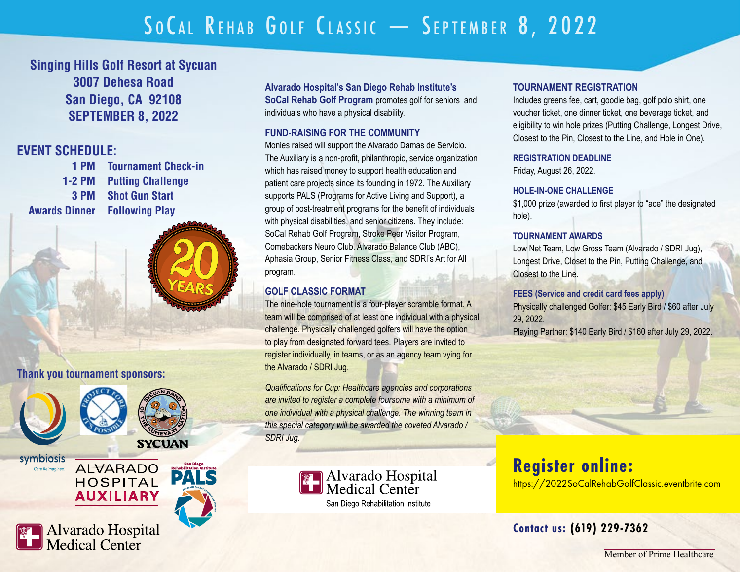# SoCal Rehab Golf Classic — September 8, 2022

**Singing Hills Golf Resort at Sycuan**
**3007 Dehesa Road**
**San Diego, CA 92108**
**SEPTEMBER 8, 2022**

## EVENT SCHEDULE:

| | |
|---|---|
| 1 PM | Tournament Check-in |
| 1-2 PM | Putting Challenge |
| 3 PM | Shot Gun Start |
| Awards Dinner | Following Play |

20 YEARS

**Thank you tournament sponsors:**

symbiosis Care Reimagined.

PROJECT FORE IT'S POSSIBLE

SYCUAN BAND OF THE KUMEYAAY NATION

SYCUAN

ALVARADO HOSPITAL AUXILIARY

San Diego Rehabilitation Institute PALS

Alvarado Hospital Medical Center

**Alvarado Hospital's San Diego Rehab Institute's SoCal Rehab Golf Program** promotes golf for seniors and individuals who have a physical disability.

### FUND-RAISING FOR THE COMMUNITY

Monies raised will support the Alvarado Damas de Servicio. The Auxiliary is a non-profit, philanthropic, service organization which has raised money to support health education and patient care projects since its founding in 1972. The Auxiliary supports PALS (Programs for Active Living and Support), a group of post-treatment programs for the benefit of individuals with physical disabilities, and senior citizens. They include: SoCal Rehab Golf Program, Stroke Peer Visitor Program, Comebackers Neuro Club, Alvarado Balance Club (ABC), Aphasia Group, Senior Fitness Class, and SDRI's Art for All program.

### GOLF CLASSIC FORMAT

The nine-hole tournament is a four-player scramble format. A team will be comprised of at least one individual with a physical challenge. Physically challenged golfers will have the option to play from designated forward tees. Players are invited to register individually, in teams, or as an agency team vying for the Alvarado / SDRI Jug.

*Qualifications for Cup: Healthcare agencies and corporations are invited to register a complete foursome with a minimum of one individual with a physical challenge. The winning team in this special category will be awarded the coveted Alvarado / SDRI Jug.*

Alvarado Hospital Medical Center
San Diego Rehabilitation Institute

### TOURNAMENT REGISTRATION

Includes greens fee, cart, goodie bag, golf polo shirt, one voucher ticket, one dinner ticket, one beverage ticket, and eligibility to win hole prizes (Putting Challenge, Longest Drive, Closest to the Pin, Closest to the Line, and Hole in One).

### REGISTRATION DEADLINE

Friday, August 26, 2022.

### HOLE-IN-ONE CHALLENGE

$1,000 prize (awarded to first player to "ace" the designated hole).

### TOURNAMENT AWARDS

Low Net Team, Low Gross Team (Alvarado / SDRI Jug), Longest Drive, Closet to the Pin, Putting Challenge, and Closest to the Line.

### FEES (Service and credit card fees apply)

Physically challenged Golfer: $45 Early Bird / $60 after July 29, 2022.
Playing Partner: $140 Early Bird / $160 after July 29, 2022.

## Register online:

https://2022SoCalRehabGolfClassic.eventbrite.com

**Contact us: (619) 229-7362**

Member of Prime Healthcare